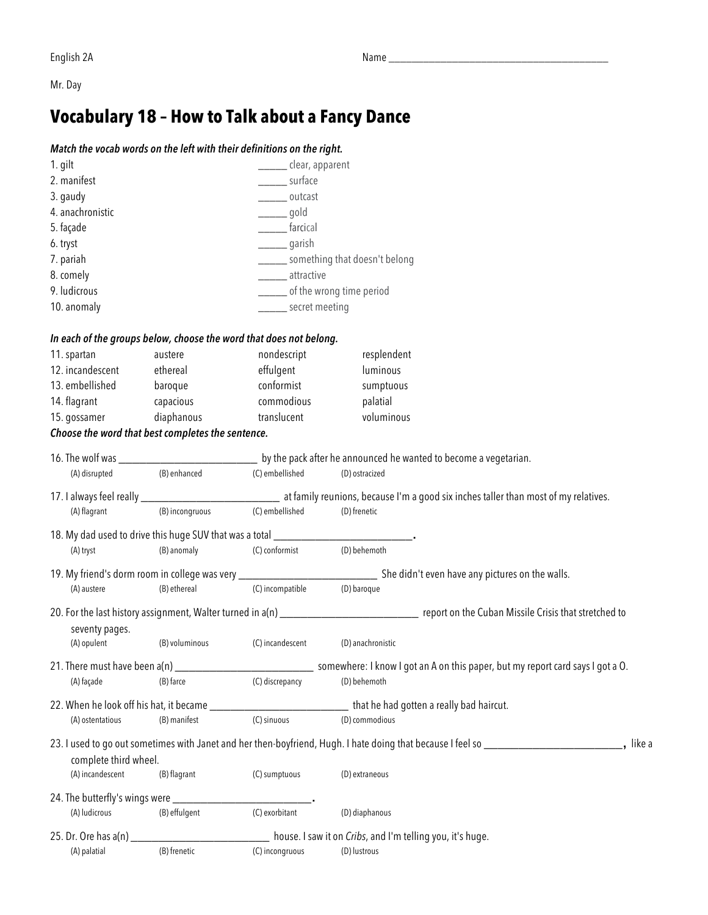English 2A Name ______________________________

Mr. Day

# Vocabulary 18 – How to Talk about a Fancy Dance

***Match the vocab words on the left with their definitions on the right.***

| | |
|---|---|
| 1. gilt | ______ clear, apparent |
| 2. manifest | ______ surface |
| 3. gaudy | ______ outcast |
| 4. anachronistic | ______ gold |
| 5. façade | ______ farcical |
| 6. tryst | ______ garish |
| 7. pariah | ______ something that doesn't belong |
| 8. comely | ______ attractive |
| 9. ludicrous | ______ of the wrong time period |
| 10. anomaly | ______ secret meeting |

***In each of the groups below, choose the word that does not belong.***

| | | | |
|---|---|---|---|
| 11. spartan | austere | nondescript | resplendent |
| 12. incandescent | ethereal | effulgent | luminous |
| 13. embellished | baroque | conformist | sumptuous |
| 14. flagrant | capacious | commodious | palatial |
| 15. gossamer | diaphanous | translucent | voluminous |

***Choose the word that best completes the sentence.***

16. The wolf was ___________________________ by the pack after he announced he wanted to become a vegetarian.
(A) disrupted (B) enhanced (C) embellished (D) ostracized

17. I always feel really ___________________________ at family reunions, because I'm a good six inches taller than most of my relatives.
(A) flagrant (B) incongruous (C) embellished (D) frenetic

18. My dad used to drive this huge SUV that was a total ___________________________.
(A) tryst (B) anomaly (C) conformist (D) behemoth

19. My friend's dorm room in college was very ___________________________ She didn't even have any pictures on the walls.
(A) austere (B) ethereal (C) incompatible (D) baroque

20. For the last history assignment, Walter turned in a(n) ___________________________ report on the Cuban Missile Crisis that stretched to seventy pages.
(A) opulent (B) voluminous (C) incandescent (D) anachronistic

21. There must have been a(n) ___________________________ somewhere: I know I got an A on this paper, but my report card says I got a O.
(A) façade (B) farce (C) discrepancy (D) behemoth

22. When he look off his hat, it became ___________________________ that he had gotten a really bad haircut.
(A) ostentatious (B) manifest (C) sinuous (D) commodious

23. I used to go out sometimes with Janet and her then-boyfriend, Hugh. I hate doing that because I feel so ___________________________, like a complete third wheel.
(A) incandescent (B) flagrant (C) sumptuous (D) extraneous

24. The butterfly's wings were ___________________________.
(A) ludicrous (B) effulgent (C) exorbitant (D) diaphanous

25. Dr. Ore has a(n) ___________________________ house. I saw it on *Cribs*, and I'm telling you, it's huge.
(A) palatial (B) frenetic (C) incongruous (D) lustrous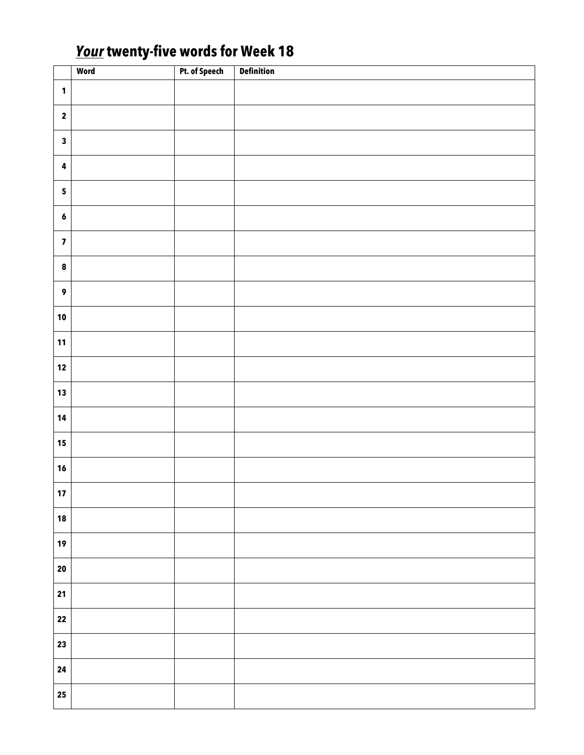## ***Your*** **twenty-five words for Week 18**

| | Word | Pt. of Speech | Definition |
|---|---|---|---|
| 1 | | | |
| 2 | | | |
| 3 | | | |
| 4 | | | |
| 5 | | | |
| 6 | | | |
| 7 | | | |
| 8 | | | |
| 9 | | | |
| 10 | | | |
| 11 | | | |
| 12 | | | |
| 13 | | | |
| 14 | | | |
| 15 | | | |
| 16 | | | |
| 17 | | | |
| 18 | | | |
| 19 | | | |
| 20 | | | |
| 21 | | | |
| 22 | | | |
| 23 | | | |
| 24 | | | |
| 25 | | | |